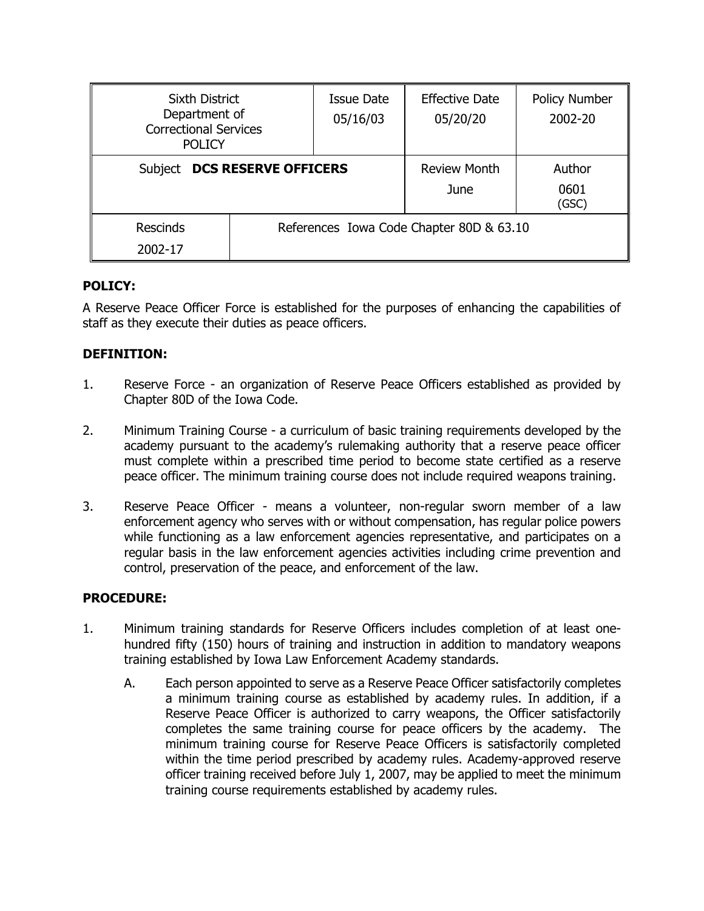| Sixth District Department of Correctional Services POLICY | | Issue Date 05/16/03 | Effective Date 05/20/20 | Policy Number 2002-20 |
|---|---|---|---|---|
| Subject **DCS RESERVE OFFICERS** | | | Review Month June | Author 0601 (GSC) |
| Rescinds 2002-17 | References Iowa Code Chapter 80D & 63.10 | | | |

**POLICY:**

A Reserve Peace Officer Force is established for the purposes of enhancing the capabilities of staff as they execute their duties as peace officers.

**DEFINITION:**

1. Reserve Force - an organization of Reserve Peace Officers established as provided by Chapter 80D of the Iowa Code.

2. Minimum Training Course - a curriculum of basic training requirements developed by the academy pursuant to the academy's rulemaking authority that a reserve peace officer must complete within a prescribed time period to become state certified as a reserve peace officer. The minimum training course does not include required weapons training.

3. Reserve Peace Officer - means a volunteer, non-regular sworn member of a law enforcement agency who serves with or without compensation, has regular police powers while functioning as a law enforcement agencies representative, and participates on a regular basis in the law enforcement agencies activities including crime prevention and control, preservation of the peace, and enforcement of the law.

**PROCEDURE:**

1. Minimum training standards for Reserve Officers includes completion of at least one-hundred fifty (150) hours of training and instruction in addition to mandatory weapons training established by Iowa Law Enforcement Academy standards.

   A. Each person appointed to serve as a Reserve Peace Officer satisfactorily completes a minimum training course as established by academy rules. In addition, if a Reserve Peace Officer is authorized to carry weapons, the Officer satisfactorily completes the same training course for peace officers by the academy. The minimum training course for Reserve Peace Officers is satisfactorily completed within the time period prescribed by academy rules. Academy-approved reserve officer training received before July 1, 2007, may be applied to meet the minimum training course requirements established by academy rules.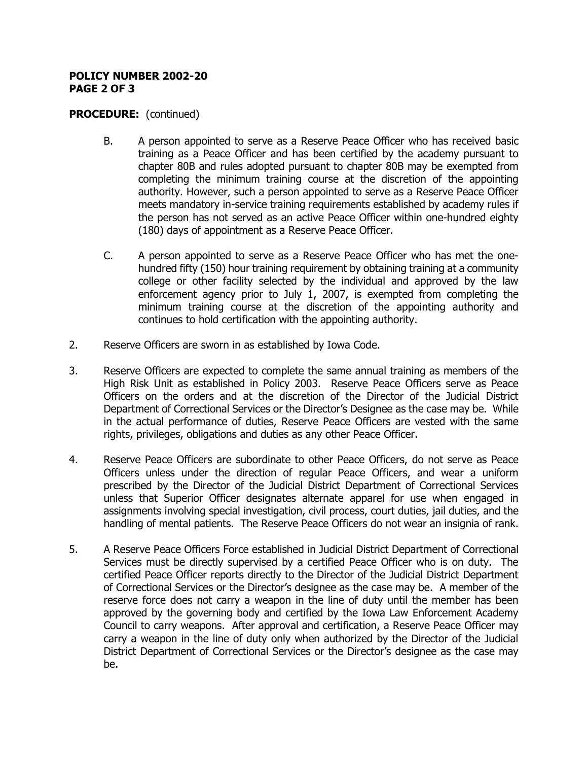**PROCEDURE:** (continued)

B. A person appointed to serve as a Reserve Peace Officer who has received basic training as a Peace Officer and has been certified by the academy pursuant to chapter 80B and rules adopted pursuant to chapter 80B may be exempted from completing the minimum training course at the discretion of the appointing authority. However, such a person appointed to serve as a Reserve Peace Officer meets mandatory in-service training requirements established by academy rules if the person has not served as an active Peace Officer within one-hundred eighty (180) days of appointment as a Reserve Peace Officer.

C. A person appointed to serve as a Reserve Peace Officer who has met the one-hundred fifty (150) hour training requirement by obtaining training at a community college or other facility selected by the individual and approved by the law enforcement agency prior to July 1, 2007, is exempted from completing the minimum training course at the discretion of the appointing authority and continues to hold certification with the appointing authority.

2. Reserve Officers are sworn in as established by Iowa Code.

3. Reserve Officers are expected to complete the same annual training as members of the High Risk Unit as established in Policy 2003. Reserve Peace Officers serve as Peace Officers on the orders and at the discretion of the Director of the Judicial District Department of Correctional Services or the Director's Designee as the case may be. While in the actual performance of duties, Reserve Peace Officers are vested with the same rights, privileges, obligations and duties as any other Peace Officer.

4. Reserve Peace Officers are subordinate to other Peace Officers, do not serve as Peace Officers unless under the direction of regular Peace Officers, and wear a uniform prescribed by the Director of the Judicial District Department of Correctional Services unless that Superior Officer designates alternate apparel for use when engaged in assignments involving special investigation, civil process, court duties, jail duties, and the handling of mental patients. The Reserve Peace Officers do not wear an insignia of rank.

5. A Reserve Peace Officers Force established in Judicial District Department of Correctional Services must be directly supervised by a certified Peace Officer who is on duty. The certified Peace Officer reports directly to the Director of the Judicial District Department of Correctional Services or the Director's designee as the case may be. A member of the reserve force does not carry a weapon in the line of duty until the member has been approved by the governing body and certified by the Iowa Law Enforcement Academy Council to carry weapons. After approval and certification, a Reserve Peace Officer may carry a weapon in the line of duty only when authorized by the Director of the Judicial District Department of Correctional Services or the Director's designee as the case may be.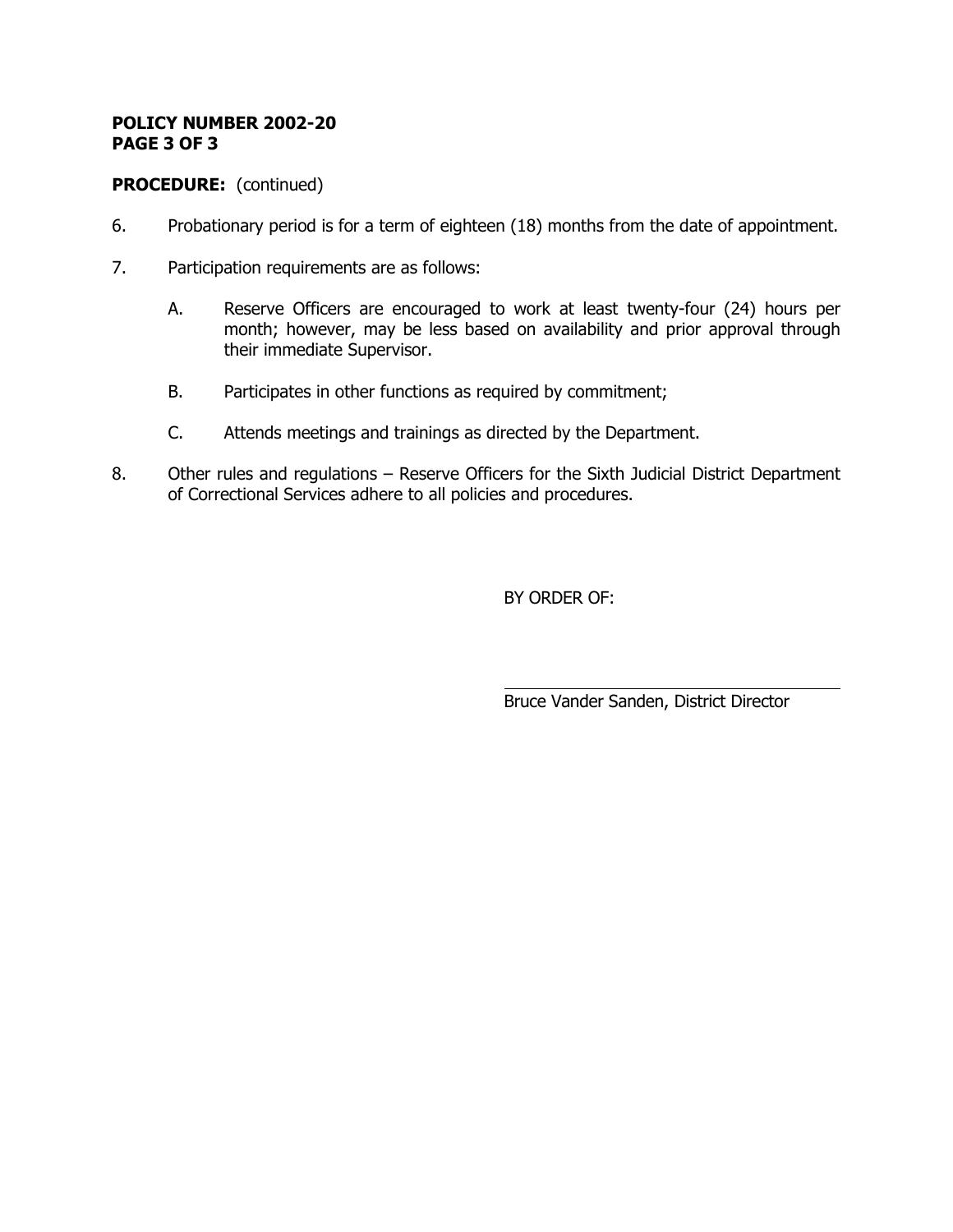**POLICY NUMBER 2002-20**

**PROCEDURE:** (continued)

6. Probationary period is for a term of eighteen (18) months from the date of appointment.

7. Participation requirements are as follows:

   A. Reserve Officers are encouraged to work at least twenty-four (24) hours per month; however, may be less based on availability and prior approval through their immediate Supervisor.

   B. Participates in other functions as required by commitment;

   C. Attends meetings and trainings as directed by the Department.

8. Other rules and regulations – Reserve Officers for the Sixth Judicial District Department of Correctional Services adhere to all policies and procedures.

BY ORDER OF:

Bruce Vander Sanden, District Director